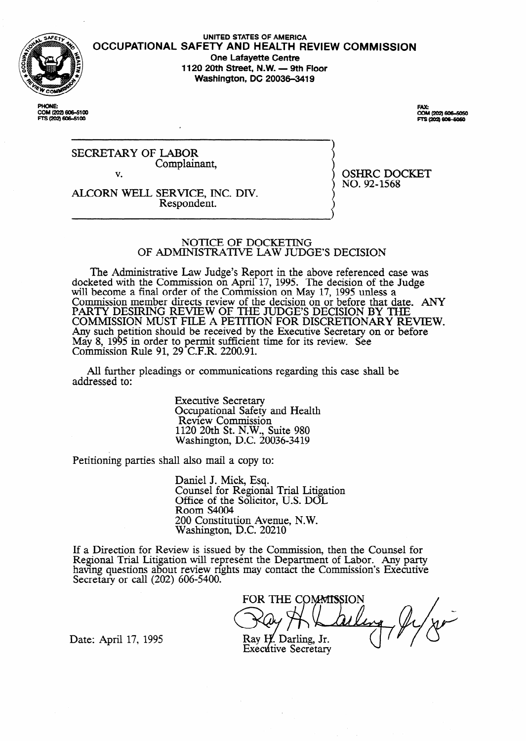UNITED STATES OF AMERICA

**OCCUPATIONAL SAFETY AND HEALTH REVIEW COMMISSION**

**One Lafayette Centre**
**1120 20th Street, N.W. — 9th Floor**
**Washington, DC 20036-3419**

PHONE:
COM (202) 606-5100
FTS (202) 606-5100

FAX:
COM (202) 606-5050
FTS (202) 606-5050

SECRETARY OF LABOR
Complainant,

v.

ALCORN WELL SERVICE, INC. DIV.
Respondent.

OSHRC DOCKET NO. 92-1568

## NOTICE OF DOCKETING OF ADMINISTRATIVE LAW JUDGE'S DECISION

The Administrative Law Judge's Report in the above referenced case was docketed with the Commission on April 17, 1995. The decision of the Judge will become a final order of the Commission on May 17, 1995 unless a Commission member directs review of the decision on or before that date. ANY PARTY DESIRING REVIEW OF THE JUDGE'S DECISION BY THE COMMISSION MUST FILE A PETITION FOR DISCRETIONARY REVIEW. Any such petition should be received by the Executive Secretary on or before May 8, 1995 in order to permit sufficient time for its review. See Commission Rule 91, 29 C.F.R. 2200.91.

All further pleadings or communications regarding this case shall be addressed to:

Executive Secretary
Occupational Safety and Health Review Commission
1120 20th St. N.W., Suite 980
Washington, D.C. 20036-3419

Petitioning parties shall also mail a copy to:

Daniel J. Mick, Esq.
Counsel for Regional Trial Litigation
Office of the Solicitor, U.S. DOL
Room S4004
200 Constitution Avenue, N.W.
Washington, D.C. 20210

If a Direction for Review is issued by the Commission, then the Counsel for Regional Trial Litigation will represent the Department of Labor. Any party having questions about review rights may contact the Commission's Executive Secretary or call (202) 606-5400.

FOR THE COMMISSION

Ray H. Darling, Jr.
Executive Secretary

Date: April 17, 1995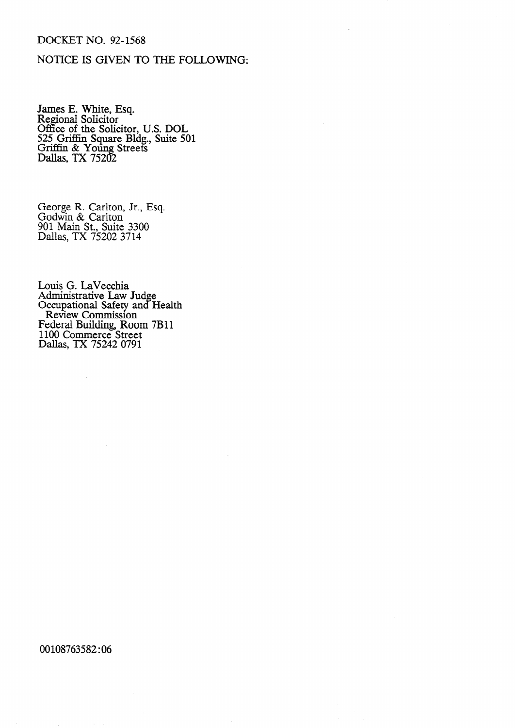DOCKET NO. 92-1568

NOTICE IS GIVEN TO THE FOLLOWING:

James E. White, Esq.
Regional Solicitor
Office of the Solicitor, U.S. DOL
525 Griffin Square Bldg., Suite 501
Griffin & Young Streets
Dallas, TX 75202

George R. Carlton, Jr., Esq.
Godwin & Carlton
901 Main St., Suite 3300
Dallas, TX 75202 3714

Louis G. LaVecchia
Administrative Law Judge
Occupational Safety and Health
Review Commission
Federal Building, Room 7B11
1100 Commerce Street
Dallas, TX 75242 0791

00108763582:06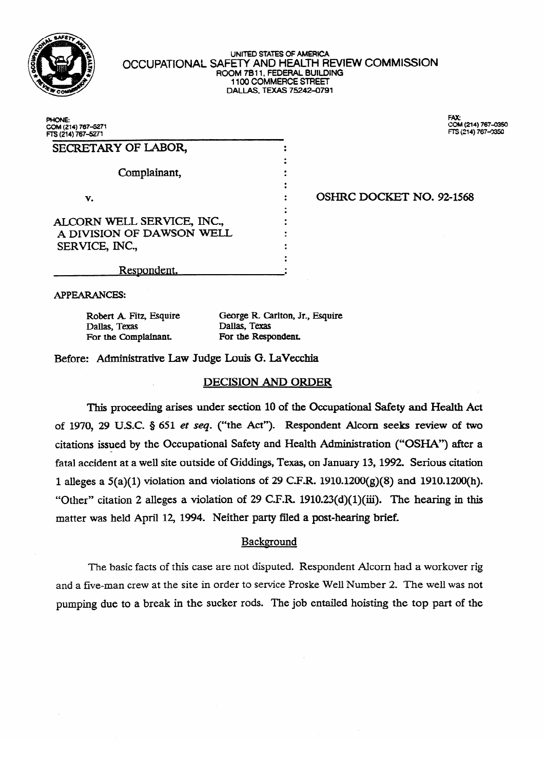UNITED STATES OF AMERICA
OCCUPATIONAL SAFETY AND HEALTH REVIEW COMMISSION
ROOM 7B11, FEDERAL BUILDING
1100 COMMERCE STREET
DALLAS, TEXAS 75242-0791

PHONE:
COM (214) 767-5271
FTS (214) 767-5271

FAX:
COM (214) 767-0350
FTS (214) 767-0350

| | | |
|---|---|---|
| SECRETARY OF LABOR, | : | |
| | : | |
| Complainant, | : | |
| | : | |
| v. | : | OSHRC DOCKET NO. 92-1568 |
| | : | |
| ALCORN WELL SERVICE, INC., A DIVISION OF DAWSON WELL SERVICE, INC., | : | |
| | : | |
| Respondent. | : | |

APPEARANCES:

| | |
|---|---|
| Robert A. Fitz, Esquire | George R. Carlton, Jr., Esquire |
| Dallas, Texas | Dallas, Texas |
| For the Complainant. | For the Respondent. |

Before: Administrative Law Judge Louis G. LaVecchia

## DECISION AND ORDER

This proceeding arises under section 10 of the Occupational Safety and Health Act of 1970, 29 U.S.C. § 651 *et seq.* ("the Act"). Respondent Alcorn seeks review of two citations issued by the Occupational Safety and Health Administration ("OSHA") after a fatal accident at a well site outside of Giddings, Texas, on January 13, 1992. Serious citation 1 alleges a 5(a)(1) violation and violations of 29 C.F.R. 1910.1200(g)(8) and 1910.1200(h). "Other" citation 2 alleges a violation of 29 C.F.R. 1910.23(d)(1)(iii). The hearing in this matter was held April 12, 1994. Neither party filed a post-hearing brief.

### Background

The basic facts of this case are not disputed. Respondent Alcorn had a workover rig and a five-man crew at the site in order to service Proske Well Number 2. The well was not pumping due to a break in the sucker rods. The job entailed hoisting the top part of the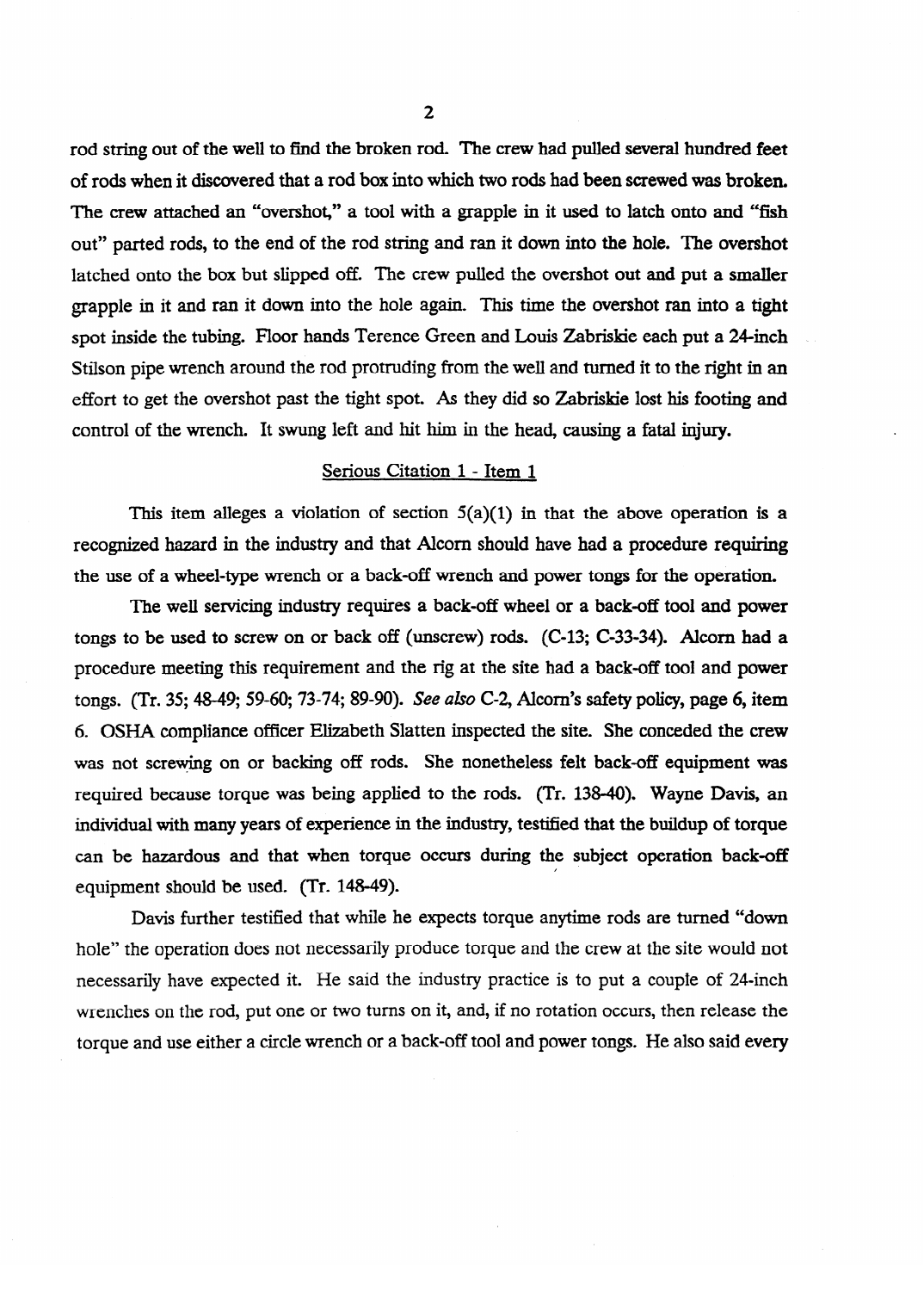rod string out of the well to find the broken rod. The crew had pulled several hundred feet of rods when it discovered that a rod box into which two rods had been screwed was broken. The crew attached an "overshot," a tool with a grapple in it used to latch onto and "fish out" parted rods, to the end of the rod string and ran it down into the hole. The overshot latched onto the box but slipped off. The crew pulled the overshot out and put a smaller grapple in it and ran it down into the hole again. This time the overshot ran into a tight spot inside the tubing. Floor hands Terence Green and Louis Zabriskie each put a 24-inch Stilson pipe wrench around the rod protruding from the well and turned it to the right in an effort to get the overshot past the tight spot. As they did so Zabriskie lost his footing and control of the wrench. It swung left and hit him in the head, causing a fatal injury.

Serious Citation 1 - Item 1

This item alleges a violation of section 5(a)(1) in that the above operation is a recognized hazard in the industry and that Alcorn should have had a procedure requiring the use of a wheel-type wrench or a back-off wrench and power tongs for the operation.

The well servicing industry requires a back-off wheel or a back-off tool and power tongs to be used to screw on or back off (unscrew) rods. (C-13; C-33-34). Alcorn had a procedure meeting this requirement and the rig at the site had a back-off tool and power tongs. (Tr. 35; 48-49; 59-60; 73-74; 89-90). *See also* C-2, Alcorn's safety policy, page 6, item 6. OSHA compliance officer Elizabeth Slatten inspected the site. She conceded the crew was not screwing on or backing off rods. She nonetheless felt back-off equipment was required because torque was being applied to the rods. (Tr. 138-40). Wayne Davis, an individual with many years of experience in the industry, testified that the buildup of torque can be hazardous and that when torque occurs during the subject operation back-off equipment should be used. (Tr. 148-49).

Davis further testified that while he expects torque anytime rods are turned "down hole" the operation does not necessarily produce torque and the crew at the site would not necessarily have expected it. He said the industry practice is to put a couple of 24-inch wrenches on the rod, put one or two turns on it, and, if no rotation occurs, then release the torque and use either a circle wrench or a back-off tool and power tongs. He also said every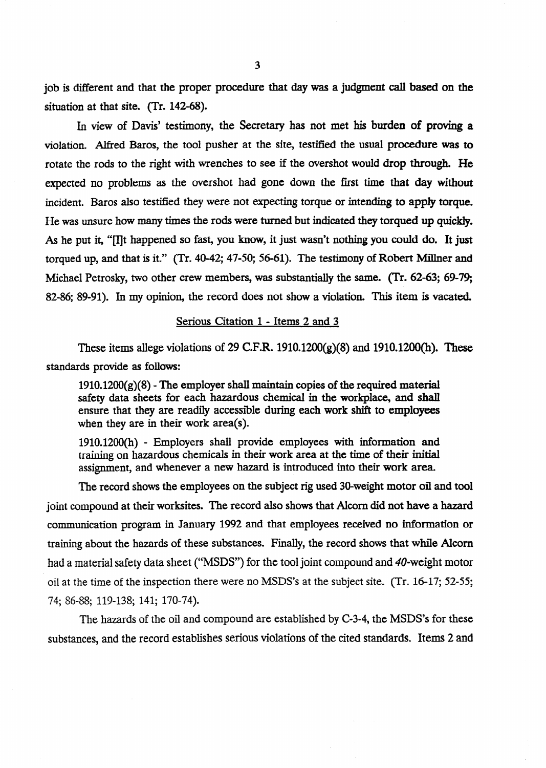job is different and that the proper procedure that day was a judgment call based on the situation at that site. (Tr. 142-68).

In view of Davis' testimony, the Secretary has not met his burden of proving a violation. Alfred Baros, the tool pusher at the site, testified the usual procedure was to rotate the rods to the right with wrenches to see if the overshot would drop through. He expected no problems as the overshot had gone down the first time that day without incident. Baros also testified they were not expecting torque or intending to apply torque. He was unsure how many times the rods were turned but indicated they torqued up quickly. As he put it, "[I]t happened so fast, you know, it just wasn't nothing you could do. It just torqued up, and that is it." (Tr. 40-42; 47-50; 56-61). The testimony of Robert Millner and Michael Petrosky, two other crew members, was substantially the same. (Tr. 62-63; 69-79; 82-86; 89-91). In my opinion, the record does not show a violation. This item is vacated.

<u>Serious Citation 1 - Items 2 and 3</u>

These items allege violations of 29 C.F.R. 1910.1200(g)(8) and 1910.1200(h). These standards provide as follows:

> 1910.1200(g)(8) - The employer shall maintain copies of the required material safety data sheets for each hazardous chemical in the workplace, and shall ensure that they are readily accessible during each work shift to employees when they are in their work area(s).
>
> 1910.1200(h) - Employers shall provide employees with information and training on hazardous chemicals in their work area at the time of their initial assignment, and whenever a new hazard is introduced into their work area.

The record shows the employees on the subject rig used 30-weight motor oil and tool joint compound at their worksites. The record also shows that Alcorn did not have a hazard communication program in January 1992 and that employees received no information or training about the hazards of these substances. Finally, the record shows that while Alcorn had a material safety data sheet ("MSDS") for the tool joint compound and *40*-weight motor oil at the time of the inspection there were no MSDS's at the subject site. (Tr. 16-17; 52-55; 74; 86-88; 119-138; 141; 170-74).

The hazards of the oil and compound are established by C-3-4, the MSDS's for these substances, and the record establishes serious violations of the cited standards. Items 2 and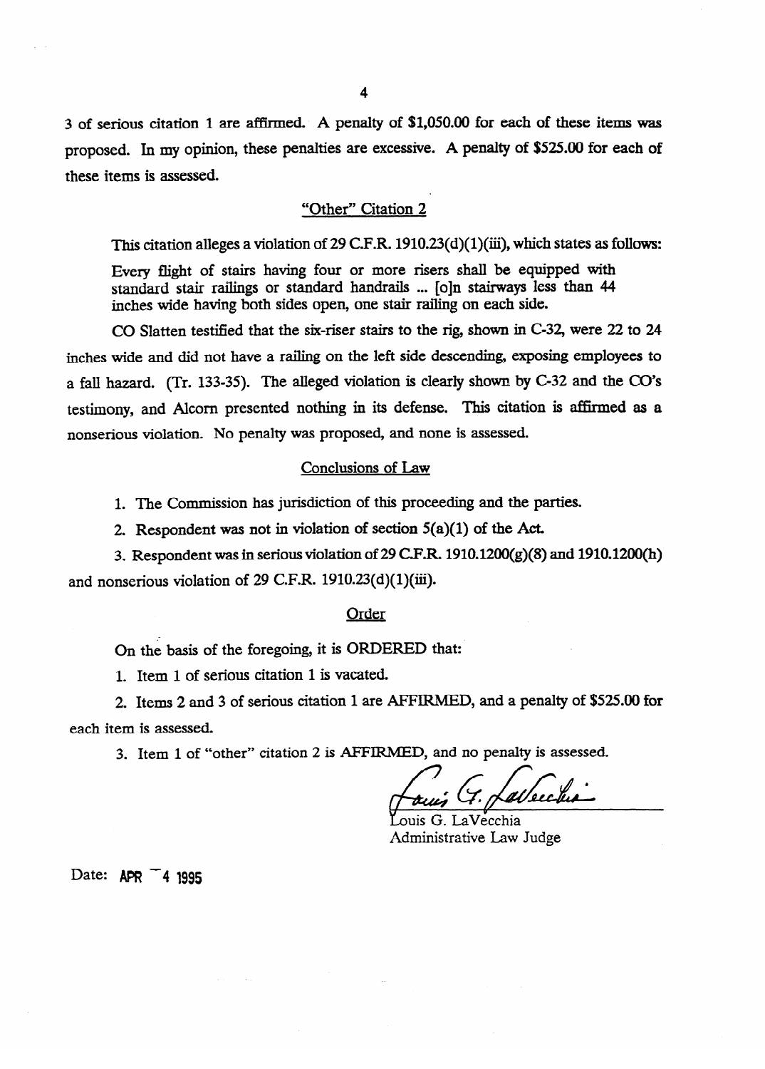3 of serious citation 1 are affirmed. A penalty of $1,050.00 for each of these items was proposed. In my opinion, these penalties are excessive. A penalty of $525.00 for each of these items is assessed.

## "Other" Citation 2

This citation alleges a violation of 29 C.F.R. 1910.23(d)(1)(iii), which states as follows:

> Every flight of stairs having four or more risers shall be equipped with standard stair railings or standard handrails ... [o]n stairways less than 44 inches wide having both sides open, one stair railing on each side.

CO Slatten testified that the six-riser stairs to the rig, shown in C-32, were 22 to 24 inches wide and did not have a railing on the left side descending, exposing employees to a fall hazard. (Tr. 133-35). The alleged violation is clearly shown by C-32 and the CO's testimony, and Alcorn presented nothing in its defense. This citation is affirmed as a nonserious violation. No penalty was proposed, and none is assessed.

## Conclusions of Law

1. The Commission has jurisdiction of this proceeding and the parties.

2. Respondent was not in violation of section 5(a)(1) of the Act.

3. Respondent was in serious violation of 29 C.F.R. 1910.1200(g)(8) and 1910.1200(h) and nonserious violation of 29 C.F.R. 1910.23(d)(1)(iii).

## Order

On the basis of the foregoing, it is ORDERED that:

1. Item 1 of serious citation 1 is vacated.

2. Items 2 and 3 of serious citation 1 are AFFIRMED, and a penalty of $525.00 for each item is assessed.

3. Item 1 of "other" citation 2 is AFFIRMED, and no penalty is assessed.

Louis G. LaVecchia
Administrative Law Judge

Date: APR 4 1995